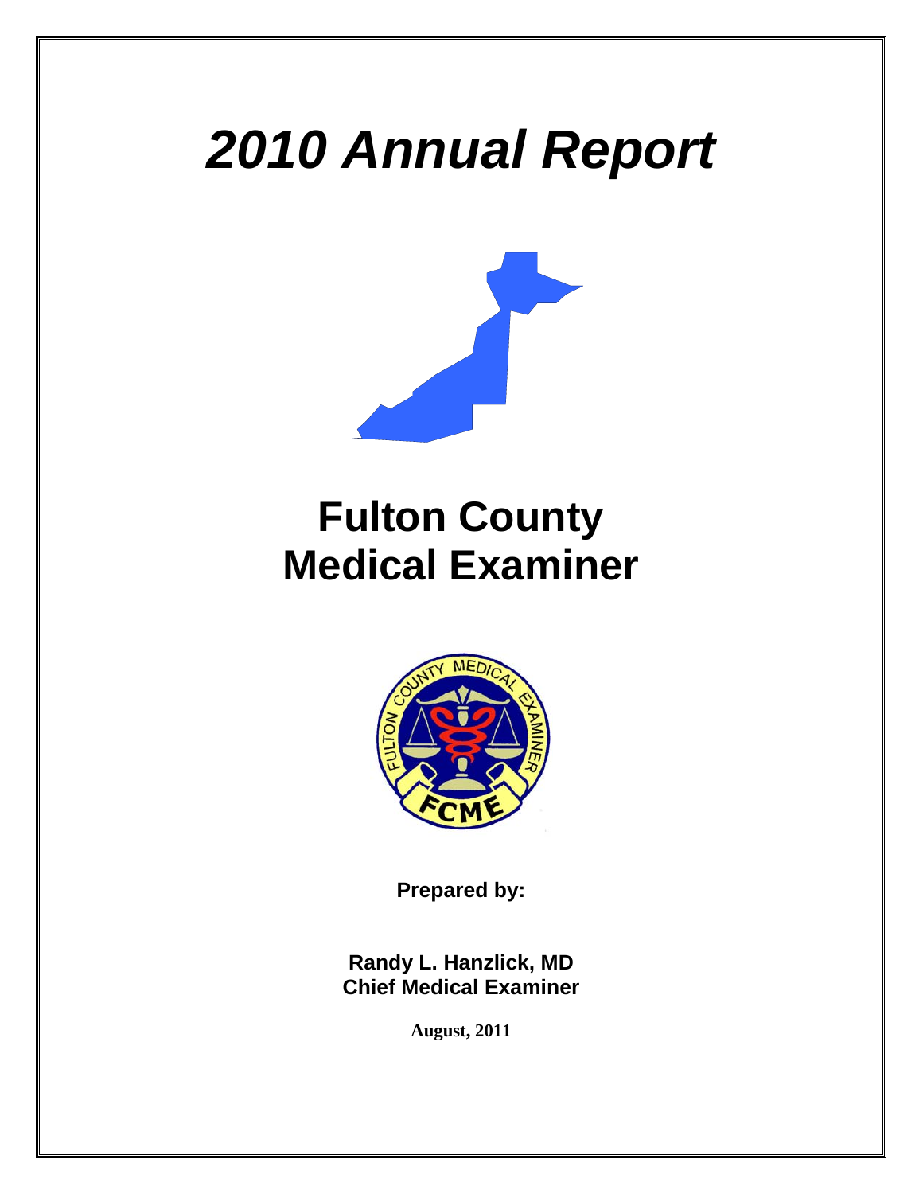# *2010 Annual Report*

# Fulton County Medical Examiner

**Prepared by:**

**Randy L. Hanzlick, MD**
**Chief Medical Examiner**

**August, 2011**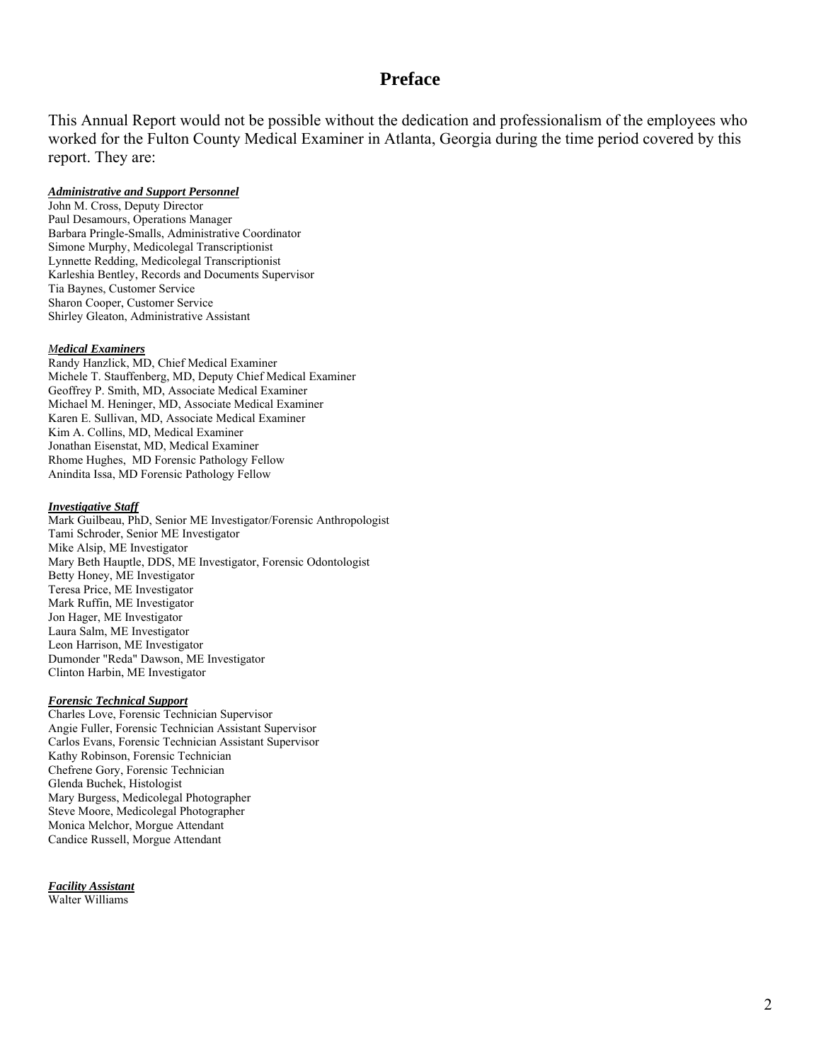# Preface

This Annual Report would not be possible without the dedication and professionalism of the employees who worked for the Fulton County Medical Examiner in Atlanta, Georgia during the time period covered by this report. They are:

***Administrative and Support Personnel***

John M. Cross, Deputy Director
Paul Desamours, Operations Manager
Barbara Pringle-Smalls, Administrative Coordinator
Simone Murphy, Medicolegal Transcriptionist
Lynnette Redding, Medicolegal Transcriptionist
Karleshia Bentley, Records and Documents Supervisor
Tia Baynes, Customer Service
Sharon Cooper, Customer Service
Shirley Gleaton, Administrative Assistant

***Medical Examiners***

Randy Hanzlick, MD, Chief Medical Examiner
Michele T. Stauffenberg, MD, Deputy Chief Medical Examiner
Geoffrey P. Smith, MD, Associate Medical Examiner
Michael M. Heninger, MD, Associate Medical Examiner
Karen E. Sullivan, MD, Associate Medical Examiner
Kim A. Collins, MD, Medical Examiner
Jonathan Eisenstat, MD, Medical Examiner
Rhome Hughes, MD Forensic Pathology Fellow
Anindita Issa, MD Forensic Pathology Fellow

***Investigative Staff***

Mark Guilbeau, PhD, Senior ME Investigator/Forensic Anthropologist
Tami Schroder, Senior ME Investigator
Mike Alsip, ME Investigator
Mary Beth Hauptle, DDS, ME Investigator, Forensic Odontologist
Betty Honey, ME Investigator
Teresa Price, ME Investigator
Mark Ruffin, ME Investigator
Jon Hager, ME Investigator
Laura Salm, ME Investigator
Leon Harrison, ME Investigator
Dumonder "Reda" Dawson, ME Investigator
Clinton Harbin, ME Investigator

***Forensic Technical Support***

Charles Love, Forensic Technician Supervisor
Angie Fuller, Forensic Technician Assistant Supervisor
Carlos Evans, Forensic Technician Assistant Supervisor
Kathy Robinson, Forensic Technician
Chefrene Gory, Forensic Technician
Glenda Buchek, Histologist
Mary Burgess, Medicolegal Photographer
Steve Moore, Medicolegal Photographer
Monica Melchor, Morgue Attendant
Candice Russell, Morgue Attendant

***Facility Assistant***

Walter Williams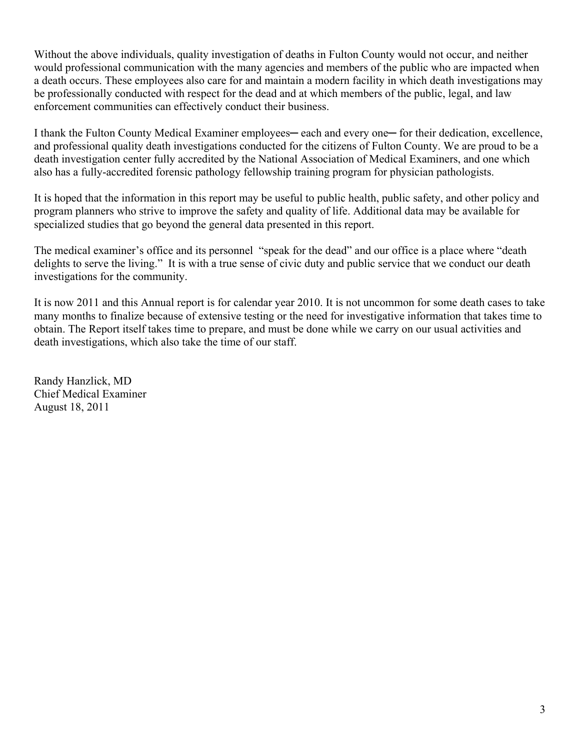Without the above individuals, quality investigation of deaths in Fulton County would not occur, and neither would professional communication with the many agencies and members of the public who are impacted when a death occurs. These employees also care for and maintain a modern facility in which death investigations may be professionally conducted with respect for the dead and at which members of the public, legal, and law enforcement communities can effectively conduct their business.

I thank the Fulton County Medical Examiner employees─ each and every one─ for their dedication, excellence, and professional quality death investigations conducted for the citizens of Fulton County. We are proud to be a death investigation center fully accredited by the National Association of Medical Examiners, and one which also has a fully-accredited forensic pathology fellowship training program for physician pathologists.

It is hoped that the information in this report may be useful to public health, public safety, and other policy and program planners who strive to improve the safety and quality of life. Additional data may be available for specialized studies that go beyond the general data presented in this report.

The medical examiner's office and its personnel "speak for the dead" and our office is a place where "death delights to serve the living." It is with a true sense of civic duty and public service that we conduct our death investigations for the community.

It is now 2011 and this Annual report is for calendar year 2010. It is not uncommon for some death cases to take many months to finalize because of extensive testing or the need for investigative information that takes time to obtain. The Report itself takes time to prepare, and must be done while we carry on our usual activities and death investigations, which also take the time of our staff.

Randy Hanzlick, MD  
Chief Medical Examiner  
August 18, 2011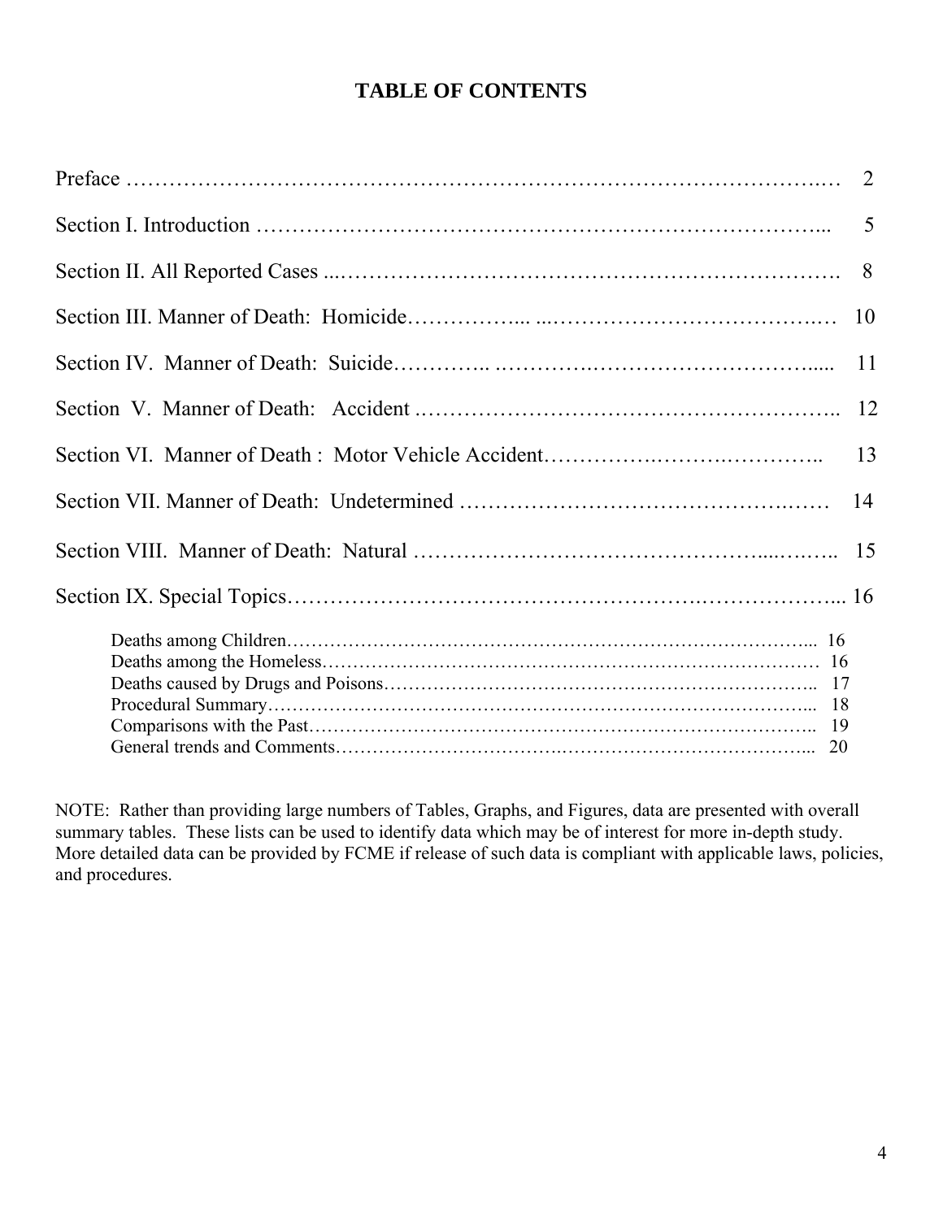# TABLE OF CONTENTS

| | |
|---|---|
| Preface | 2 |
| Section I. Introduction | 5 |
| Section II. All Reported Cases | 8 |
| Section III. Manner of Death: Homicide | 10 |
| Section IV. Manner of Death: Suicide | 11 |
| Section V. Manner of Death: Accident | 12 |
| Section VI. Manner of Death : Motor Vehicle Accident | 13 |
| Section VII. Manner of Death: Undetermined | 14 |
| Section VIII. Manner of Death: Natural | 15 |
| Section IX. Special Topics | 16 |
| Deaths among Children | 16 |
| Deaths among the Homeless | 16 |
| Deaths caused by Drugs and Poisons | 17 |
| Procedural Summary | 18 |
| Comparisons with the Past | 19 |
| General trends and Comments | 20 |

NOTE: Rather than providing large numbers of Tables, Graphs, and Figures, data are presented with overall summary tables. These lists can be used to identify data which may be of interest for more in-depth study. More detailed data can be provided by FCME if release of such data is compliant with applicable laws, policies, and procedures.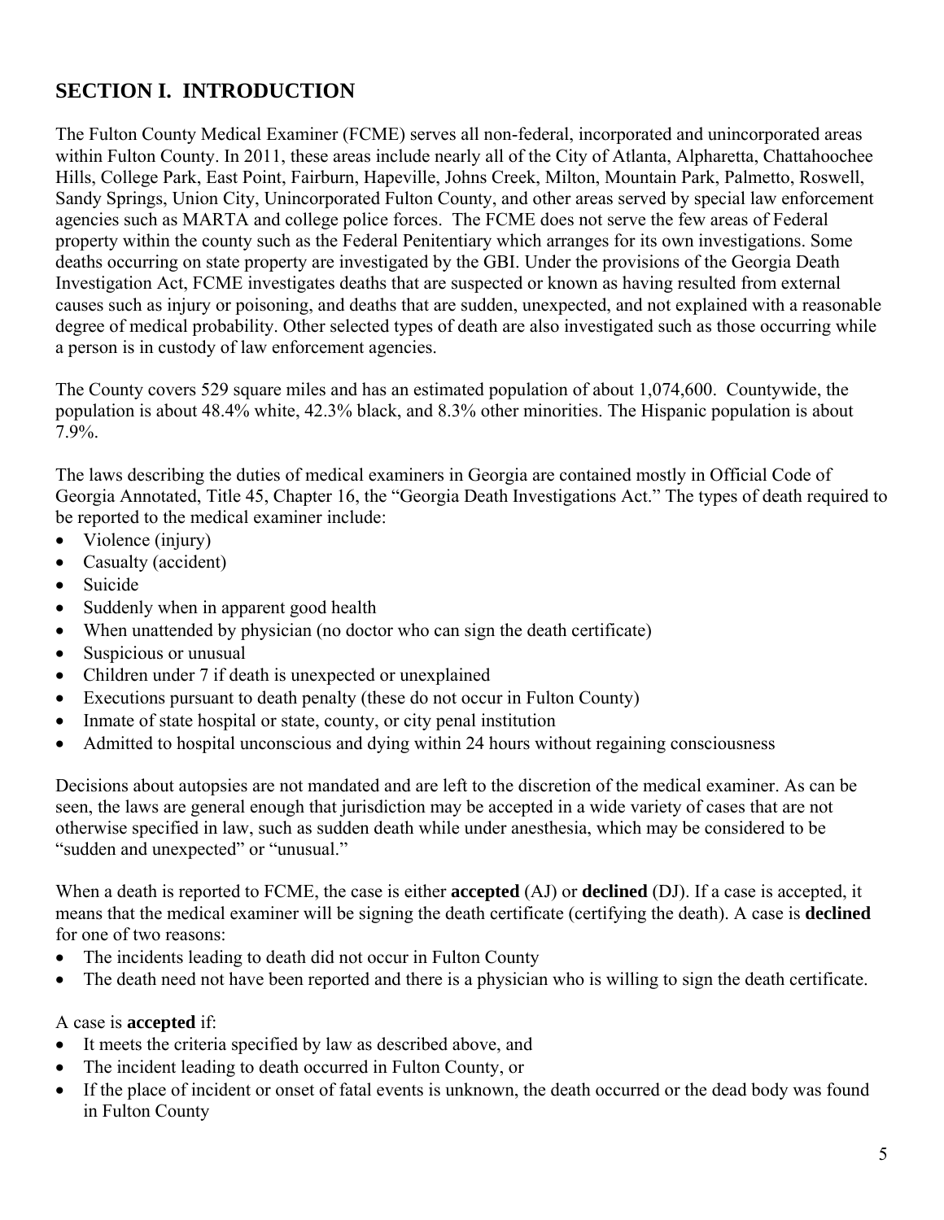## SECTION I. INTRODUCTION

The Fulton County Medical Examiner (FCME) serves all non-federal, incorporated and unincorporated areas within Fulton County. In 2011, these areas include nearly all of the City of Atlanta, Alpharetta, Chattahoochee Hills, College Park, East Point, Fairburn, Hapeville, Johns Creek, Milton, Mountain Park, Palmetto, Roswell, Sandy Springs, Union City, Unincorporated Fulton County, and other areas served by special law enforcement agencies such as MARTA and college police forces. The FCME does not serve the few areas of Federal property within the county such as the Federal Penitentiary which arranges for its own investigations. Some deaths occurring on state property are investigated by the GBI. Under the provisions of the Georgia Death Investigation Act, FCME investigates deaths that are suspected or known as having resulted from external causes such as injury or poisoning, and deaths that are sudden, unexpected, and not explained with a reasonable degree of medical probability. Other selected types of death are also investigated such as those occurring while a person is in custody of law enforcement agencies.

The County covers 529 square miles and has an estimated population of about 1,074,600. Countywide, the population is about 48.4% white, 42.3% black, and 8.3% other minorities. The Hispanic population is about 7.9%.

The laws describing the duties of medical examiners in Georgia are contained mostly in Official Code of Georgia Annotated, Title 45, Chapter 16, the "Georgia Death Investigations Act." The types of death required to be reported to the medical examiner include:

- Violence (injury)
- Casualty (accident)
- Suicide
- Suddenly when in apparent good health
- When unattended by physician (no doctor who can sign the death certificate)
- Suspicious or unusual
- Children under 7 if death is unexpected or unexplained
- Executions pursuant to death penalty (these do not occur in Fulton County)
- Inmate of state hospital or state, county, or city penal institution
- Admitted to hospital unconscious and dying within 24 hours without regaining consciousness

Decisions about autopsies are not mandated and are left to the discretion of the medical examiner. As can be seen, the laws are general enough that jurisdiction may be accepted in a wide variety of cases that are not otherwise specified in law, such as sudden death while under anesthesia, which may be considered to be "sudden and unexpected" or "unusual."

When a death is reported to FCME, the case is either **accepted** (AJ) or **declined** (DJ). If a case is accepted, it means that the medical examiner will be signing the death certificate (certifying the death). A case is **declined** for one of two reasons:

- The incidents leading to death did not occur in Fulton County
- The death need not have been reported and there is a physician who is willing to sign the death certificate.

A case is **accepted** if:

- It meets the criteria specified by law as described above, and
- The incident leading to death occurred in Fulton County, or
- If the place of incident or onset of fatal events is unknown, the death occurred or the dead body was found in Fulton County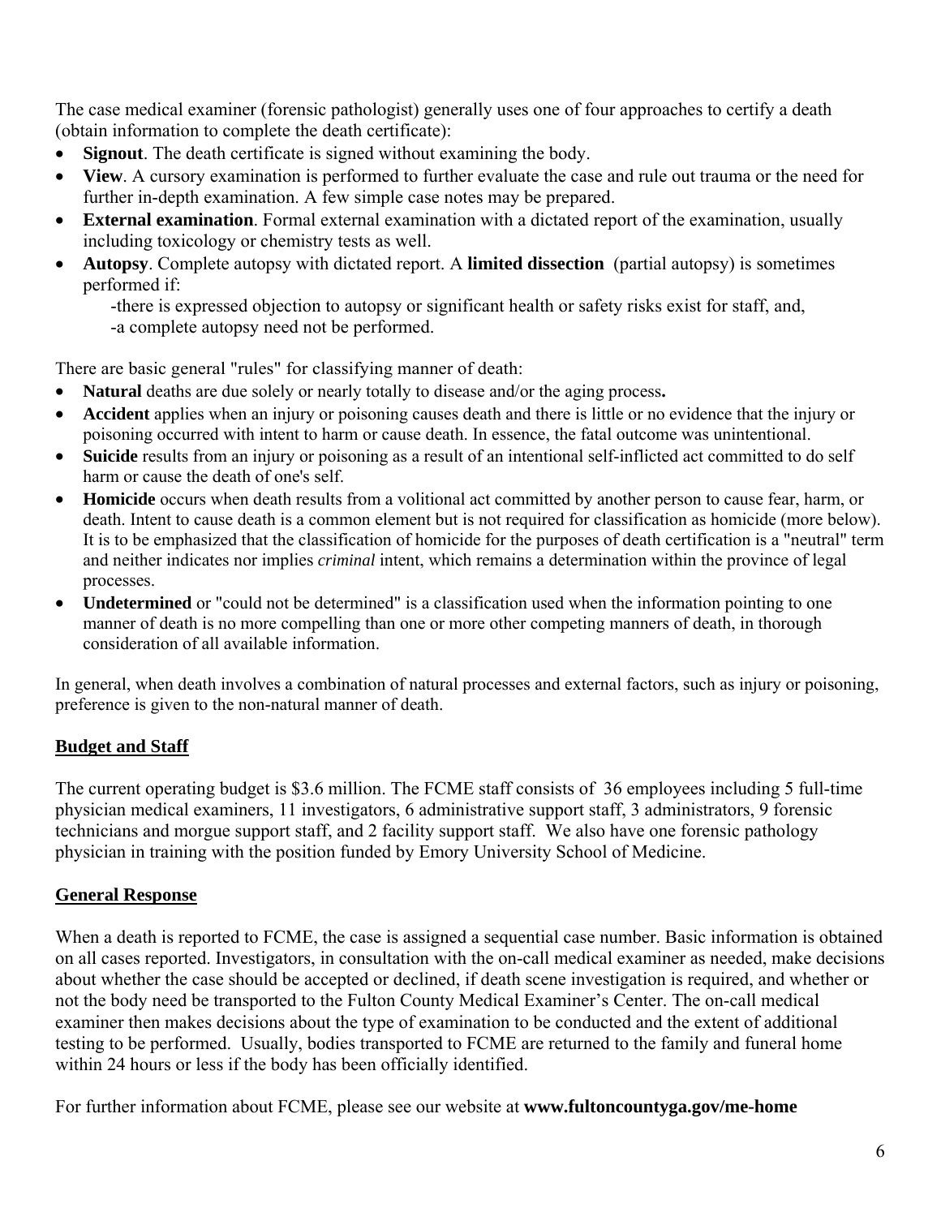The case medical examiner (forensic pathologist) generally uses one of four approaches to certify a death (obtain information to complete the death certificate):

- **Signout**. The death certificate is signed without examining the body.
- **View**. A cursory examination is performed to further evaluate the case and rule out trauma or the need for further in-depth examination. A few simple case notes may be prepared.
- **External examination**. Formal external examination with a dictated report of the examination, usually including toxicology or chemistry tests as well.
- **Autopsy**. Complete autopsy with dictated report. A **limited dissection** (partial autopsy) is sometimes performed if:
  - -there is expressed objection to autopsy or significant health or safety risks exist for staff, and,
  - -a complete autopsy need not be performed.

There are basic general "rules" for classifying manner of death:

- **Natural** deaths are due solely or nearly totally to disease and/or the aging process**.**
- **Accident** applies when an injury or poisoning causes death and there is little or no evidence that the injury or poisoning occurred with intent to harm or cause death. In essence, the fatal outcome was unintentional.
- **Suicide** results from an injury or poisoning as a result of an intentional self-inflicted act committed to do self harm or cause the death of one's self.
- **Homicide** occurs when death results from a volitional act committed by another person to cause fear, harm, or death. Intent to cause death is a common element but is not required for classification as homicide (more below). It is to be emphasized that the classification of homicide for the purposes of death certification is a "neutral" term and neither indicates nor implies *criminal* intent, which remains a determination within the province of legal processes.
- **Undetermined** or "could not be determined" is a classification used when the information pointing to one manner of death is no more compelling than one or more other competing manners of death, in thorough consideration of all available information.

In general, when death involves a combination of natural processes and external factors, such as injury or poisoning, preference is given to the non-natural manner of death.

## Budget and Staff

The current operating budget is $3.6 million. The FCME staff consists of 36 employees including 5 full-time physician medical examiners, 11 investigators, 6 administrative support staff, 3 administrators, 9 forensic technicians and morgue support staff, and 2 facility support staff. We also have one forensic pathology physician in training with the position funded by Emory University School of Medicine.

## General Response

When a death is reported to FCME, the case is assigned a sequential case number. Basic information is obtained on all cases reported. Investigators, in consultation with the on-call medical examiner as needed, make decisions about whether the case should be accepted or declined, if death scene investigation is required, and whether or not the body need be transported to the Fulton County Medical Examiner's Center. The on-call medical examiner then makes decisions about the type of examination to be conducted and the extent of additional testing to be performed. Usually, bodies transported to FCME are returned to the family and funeral home within 24 hours or less if the body has been officially identified.

For further information about FCME, please see our website at **www.fultoncountyga.gov/me-home**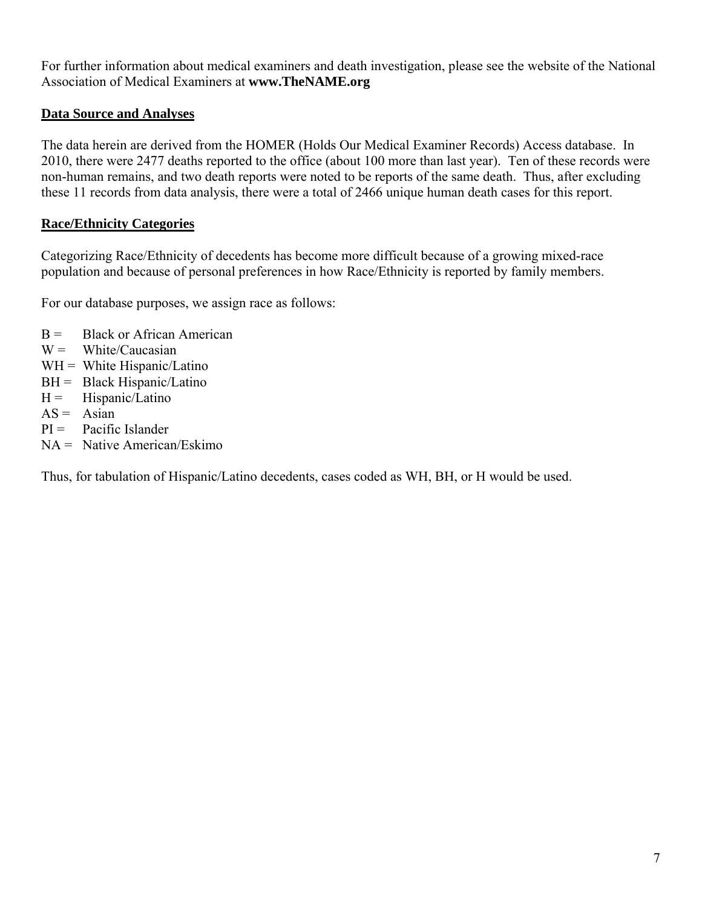For further information about medical examiners and death investigation, please see the website of the National Association of Medical Examiners at **www.TheNAME.org**

## Data Source and Analyses

The data herein are derived from the HOMER (Holds Our Medical Examiner Records) Access database. In 2010, there were 2477 deaths reported to the office (about 100 more than last year). Ten of these records were non-human remains, and two death reports were noted to be reports of the same death. Thus, after excluding these 11 records from data analysis, there were a total of 2466 unique human death cases for this report.

## Race/Ethnicity Categories

Categorizing Race/Ethnicity of decedents has become more difficult because of a growing mixed-race population and because of personal preferences in how Race/Ethnicity is reported by family members.

For our database purposes, we assign race as follows:

- B = Black or African American
- W = White/Caucasian
- WH = White Hispanic/Latino
- BH = Black Hispanic/Latino
- H = Hispanic/Latino
- AS = Asian
- PI = Pacific Islander
- NA = Native American/Eskimo

Thus, for tabulation of Hispanic/Latino decedents, cases coded as WH, BH, or H would be used.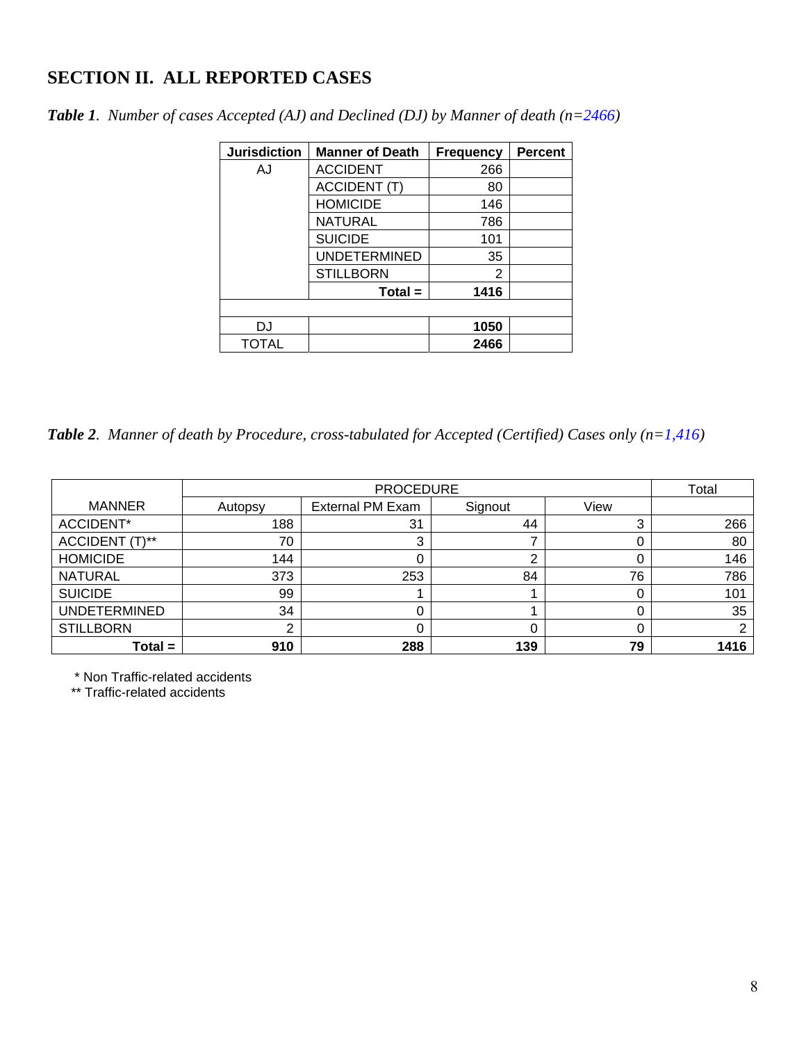## SECTION II. ALL REPORTED CASES

***Table 1**. Number of cases Accepted (AJ) and Declined (DJ) by Manner of death (n=2466)*

| Jurisdiction | Manner of Death | Frequency | Percent |
|---|---|---|---|
| AJ | ACCIDENT | 266 | |
| | ACCIDENT (T) | 80 | |
| | HOMICIDE | 146 | |
| | NATURAL | 786 | |
| | SUICIDE | 101 | |
| | UNDETERMINED | 35 | |
| | STILLBORN | 2 | |
| | **Total =** | **1416** | |
| | | | |
| DJ | | **1050** | |
| TOTAL | | **2466** | |

***Table 2**. Manner of death by Procedure, cross-tabulated for Accepted (Certified) Cases only (n=1,416)*

| | PROCEDURE | | | | Total |
|---|---|---|---|---|---|
| MANNER | Autopsy | External PM Exam | Signout | View | |
| ACCIDENT* | 188 | 31 | 44 | 3 | 266 |
| ACCIDENT (T)** | 70 | 3 | 7 | 0 | 80 |
| HOMICIDE | 144 | 0 | 2 | 0 | 146 |
| NATURAL | 373 | 253 | 84 | 76 | 786 |
| SUICIDE | 99 | 1 | 1 | 0 | 101 |
| UNDETERMINED | 34 | 0 | 1 | 0 | 35 |
| STILLBORN | 2 | 0 | 0 | 0 | 2 |
| **Total =** | **910** | **288** | **139** | **79** | **1416** |

\* Non Traffic-related accidents
** Traffic-related accidents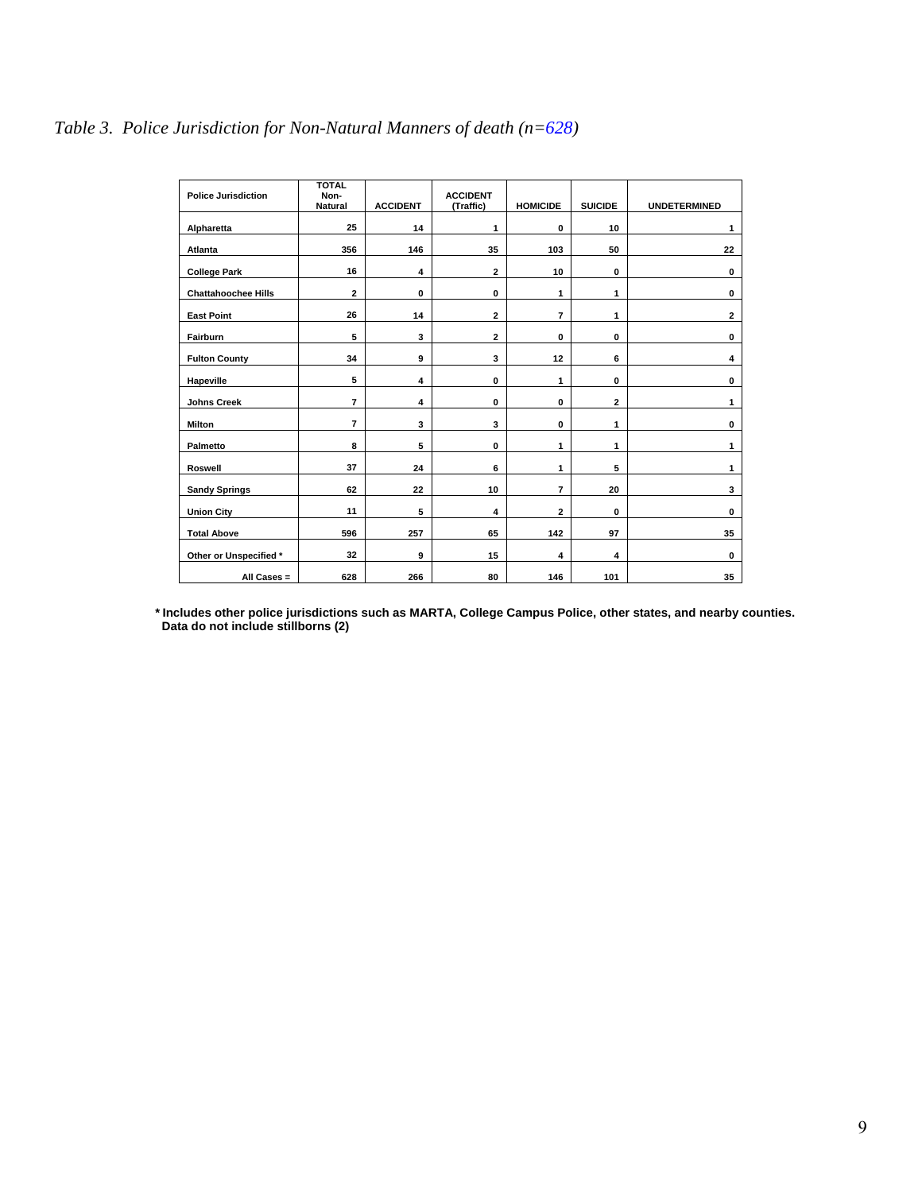*Table 3. Police Jurisdiction for Non-Natural Manners of death (n=628)*

| Police Jurisdiction | TOTAL Non-Natural | ACCIDENT | ACCIDENT (Traffic) | HOMICIDE | SUICIDE | UNDETERMINED |
|---|---|---|---|---|---|---|
| Alpharetta | 25 | 14 | 1 | 0 | 10 | 1 |
| Atlanta | 356 | 146 | 35 | 103 | 50 | 22 |
| College Park | 16 | 4 | 2 | 10 | 0 | 0 |
| Chattahoochee Hills | 2 | 0 | 0 | 1 | 1 | 0 |
| East Point | 26 | 14 | 2 | 7 | 1 | 2 |
| Fairburn | 5 | 3 | 2 | 0 | 0 | 0 |
| Fulton County | 34 | 9 | 3 | 12 | 6 | 4 |
| Hapeville | 5 | 4 | 0 | 1 | 0 | 0 |
| Johns Creek | 7 | 4 | 0 | 0 | 2 | 1 |
| Milton | 7 | 3 | 3 | 0 | 1 | 0 |
| Palmetto | 8 | 5 | 0 | 1 | 1 | 1 |
| Roswell | 37 | 24 | 6 | 1 | 5 | 1 |
| Sandy Springs | 62 | 22 | 10 | 7 | 20 | 3 |
| Union City | 11 | 5 | 4 | 2 | 0 | 0 |
| Total Above | 596 | 257 | 65 | 142 | 97 | 35 |
| Other or Unspecified * | 32 | 9 | 15 | 4 | 4 | 0 |
| All Cases = | 628 | 266 | 80 | 146 | 101 | 35 |

**\* Includes other police jurisdictions such as MARTA, College Campus Police, other states, and nearby counties. Data do not include stillborns (2)**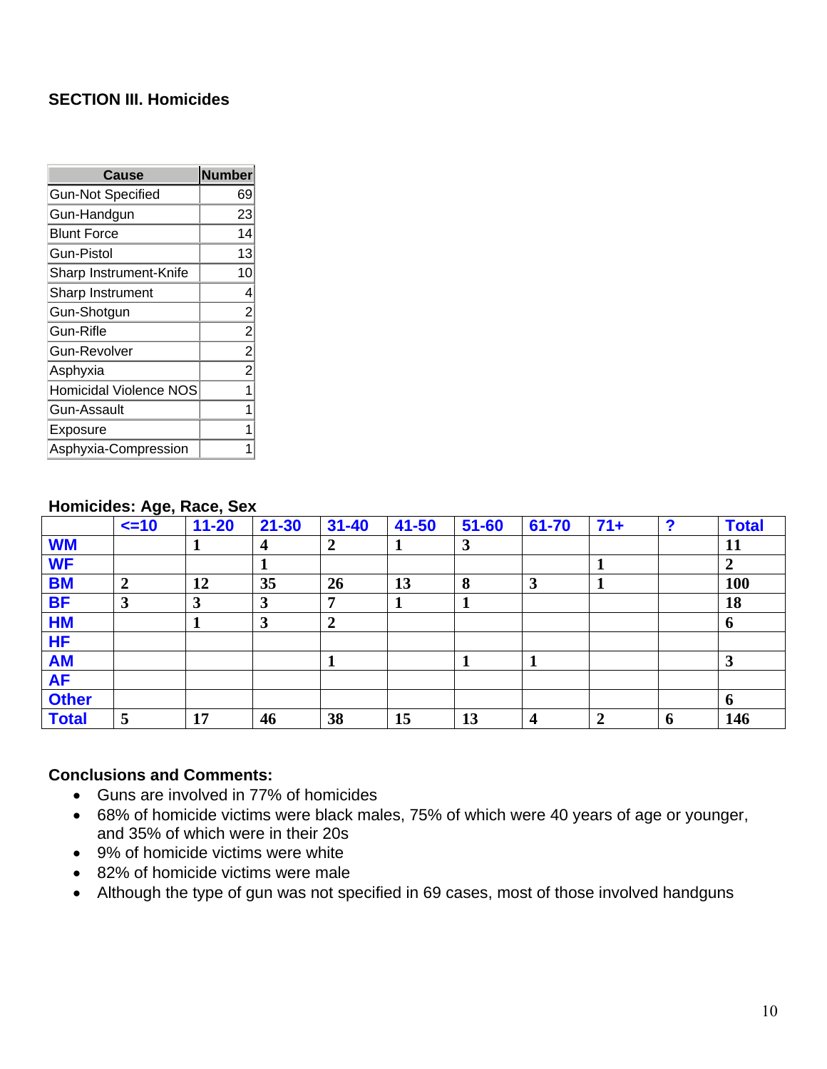## SECTION III. Homicides

| Cause | Number |
|---|---|
| Gun-Not Specified | 69 |
| Gun-Handgun | 23 |
| Blunt Force | 14 |
| Gun-Pistol | 13 |
| Sharp Instrument-Knife | 10 |
| Sharp Instrument | 4 |
| Gun-Shotgun | 2 |
| Gun-Rifle | 2 |
| Gun-Revolver | 2 |
| Asphyxia | 2 |
| Homicidal Violence NOS | 1 |
| Gun-Assault | 1 |
| Exposure | 1 |
| Asphyxia-Compression | 1 |

### Homicides: Age, Race, Sex

| | <=10 | 11-20 | 21-30 | 31-40 | 41-50 | 51-60 | 61-70 | 71+ | ? | Total |
|---|---|---|---|---|---|---|---|---|---|---|
| WM | | 1 | 4 | 2 | 1 | 3 | | | | 11 |
| WF | | | 1 | | | | | 1 | | 2 |
| BM | 2 | 12 | 35 | 26 | 13 | 8 | 3 | 1 | | 100 |
| BF | 3 | 3 | 3 | 7 | 1 | 1 | | | | 18 |
| HM | | 1 | 3 | 2 | | | | | | 6 |
| HF | | | | | | | | | | |
| AM | | | | 1 | | 1 | 1 | | | 3 |
| AF | | | | | | | | | | |
| Other | | | | | | | | | | 6 |
| Total | 5 | 17 | 46 | 38 | 15 | 13 | 4 | 2 | 6 | 146 |

### Conclusions and Comments:

- Guns are involved in 77% of homicides
- 68% of homicide victims were black males, 75% of which were 40 years of age or younger, and 35% of which were in their 20s
- 9% of homicide victims were white
- 82% of homicide victims were male
- Although the type of gun was not specified in 69 cases, most of those involved handguns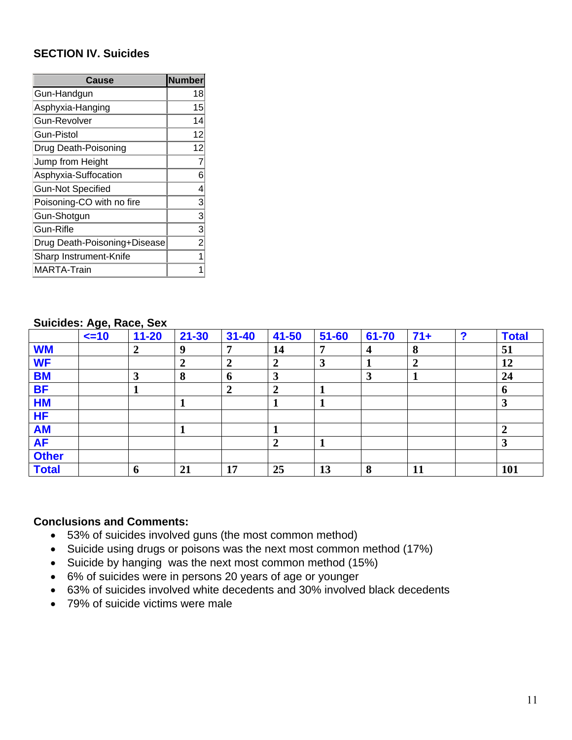## SECTION IV. Suicides

| Cause | Number |
|---|---|
| Gun-Handgun | 18 |
| Asphyxia-Hanging | 15 |
| Gun-Revolver | 14 |
| Gun-Pistol | 12 |
| Drug Death-Poisoning | 12 |
| Jump from Height | 7 |
| Asphyxia-Suffocation | 6 |
| Gun-Not Specified | 4 |
| Poisoning-CO with no fire | 3 |
| Gun-Shotgun | 3 |
| Gun-Rifle | 3 |
| Drug Death-Poisoning+Disease | 2 |
| Sharp Instrument-Knife | 1 |
| MARTA-Train | 1 |

### Suicides: Age, Race, Sex

| | <=10 | 11-20 | 21-30 | 31-40 | 41-50 | 51-60 | 61-70 | 71+ | ? | Total |
|---|---|---|---|---|---|---|---|---|---|---|
| **WM** | | 2 | 9 | 7 | 14 | 7 | 4 | 8 | | 51 |
| **WF** | | | 2 | 2 | 2 | 3 | 1 | 2 | | 12 |
| **BM** | | 3 | 8 | 6 | 3 | | 3 | 1 | | 24 |
| **BF** | | 1 | | 2 | 2 | 1 | | | | 6 |
| **HM** | | | 1 | | 1 | 1 | | | | 3 |
| **HF** | | | | | | | | | | |
| **AM** | | | 1 | | 1 | | | | | 2 |
| **AF** | | | | | 2 | 1 | | | | 3 |
| **Other** | | | | | | | | | | |
| **Total** | | 6 | 21 | 17 | 25 | 13 | 8 | 11 | | 101 |

### Conclusions and Comments:

- 53% of suicides involved guns (the most common method)
- Suicide using drugs or poisons was the next most common method (17%)
- Suicide by hanging was the next most common method (15%)
- 6% of suicides were in persons 20 years of age or younger
- 63% of suicides involved white decedents and 30% involved black decedents
- 79% of suicide victims were male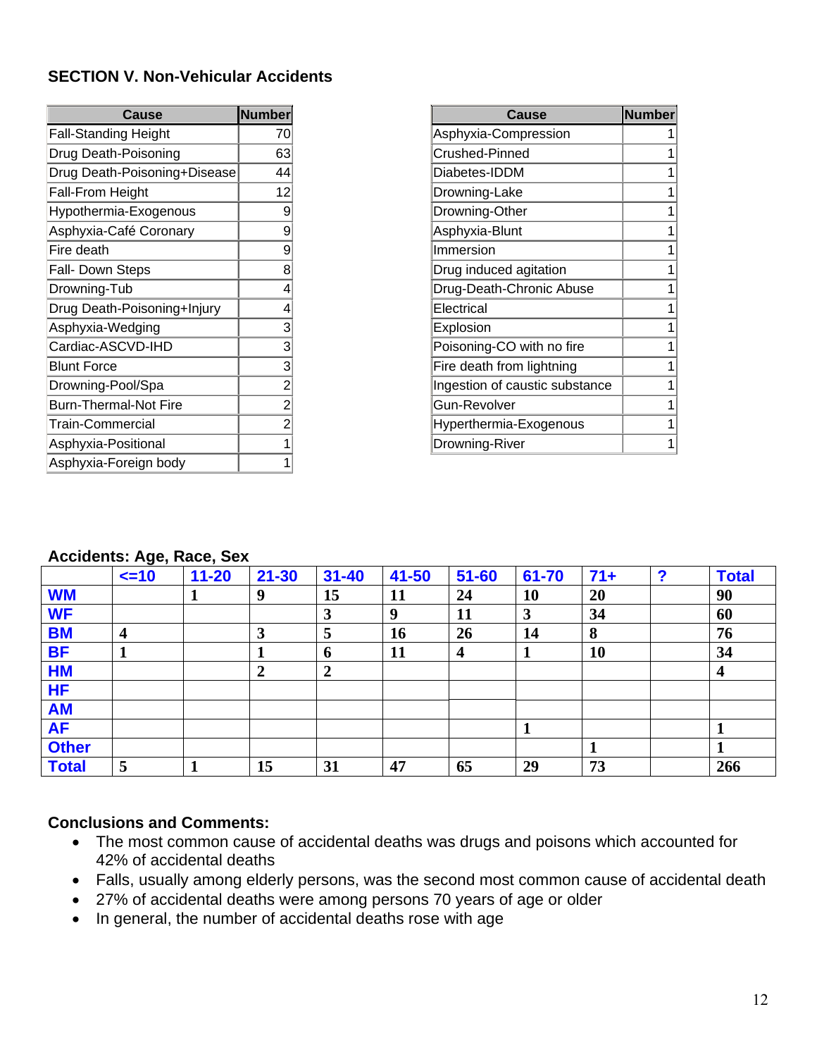### SECTION V. Non-Vehicular Accidents

| Cause | Number |
|---|---|
| Fall-Standing Height | 70 |
| Drug Death-Poisoning | 63 |
| Drug Death-Poisoning+Disease | 44 |
| Fall-From Height | 12 |
| Hypothermia-Exogenous | 9 |
| Asphyxia-Café Coronary | 9 |
| Fire death | 9 |
| Fall- Down Steps | 8 |
| Drowning-Tub | 4 |
| Drug Death-Poisoning+Injury | 4 |
| Asphyxia-Wedging | 3 |
| Cardiac-ASCVD-IHD | 3 |
| Blunt Force | 3 |
| Drowning-Pool/Spa | 2 |
| Burn-Thermal-Not Fire | 2 |
| Train-Commercial | 2 |
| Asphyxia-Positional | 1 |
| Asphyxia-Foreign body | 1 |

| Cause | Number |
|---|---|
| Asphyxia-Compression | 1 |
| Crushed-Pinned | 1 |
| Diabetes-IDDM | 1 |
| Drowning-Lake | 1 |
| Drowning-Other | 1 |
| Asphyxia-Blunt | 1 |
| Immersion | 1 |
| Drug induced agitation | 1 |
| Drug-Death-Chronic Abuse | 1 |
| Electrical | 1 |
| Explosion | 1 |
| Poisoning-CO with no fire | 1 |
| Fire death from lightning | 1 |
| Ingestion of caustic substance | 1 |
| Gun-Revolver | 1 |
| Hyperthermia-Exogenous | 1 |
| Drowning-River | 1 |

### Accidents: Age, Race, Sex

| | <=10 | 11-20 | 21-30 | 31-40 | 41-50 | 51-60 | 61-70 | 71+ | ? | Total |
|---|---|---|---|---|---|---|---|---|---|---|
| WM | | 1 | 9 | 15 | 11 | 24 | 10 | 20 | | 90 |
| WF | | | | 3 | 9 | 11 | 3 | 34 | | 60 |
| BM | 4 | | 3 | 5 | 16 | 26 | 14 | 8 | | 76 |
| BF | 1 | | 1 | 6 | 11 | 4 | 1 | 10 | | 34 |
| HM | | | 2 | 2 | | | | | | 4 |
| HF | | | | | | | | | | |
| AM | | | | | | | | | | |
| AF | | | | | | | 1 | | | 1 |
| Other | | | | | | | | 1 | | 1 |
| Total | 5 | 1 | 15 | 31 | 47 | 65 | 29 | 73 | | 266 |

**Conclusions and Comments:**

- The most common cause of accidental deaths was drugs and poisons which accounted for 42% of accidental deaths
- Falls, usually among elderly persons, was the second most common cause of accidental death
- 27% of accidental deaths were among persons 70 years of age or older
- In general, the number of accidental deaths rose with age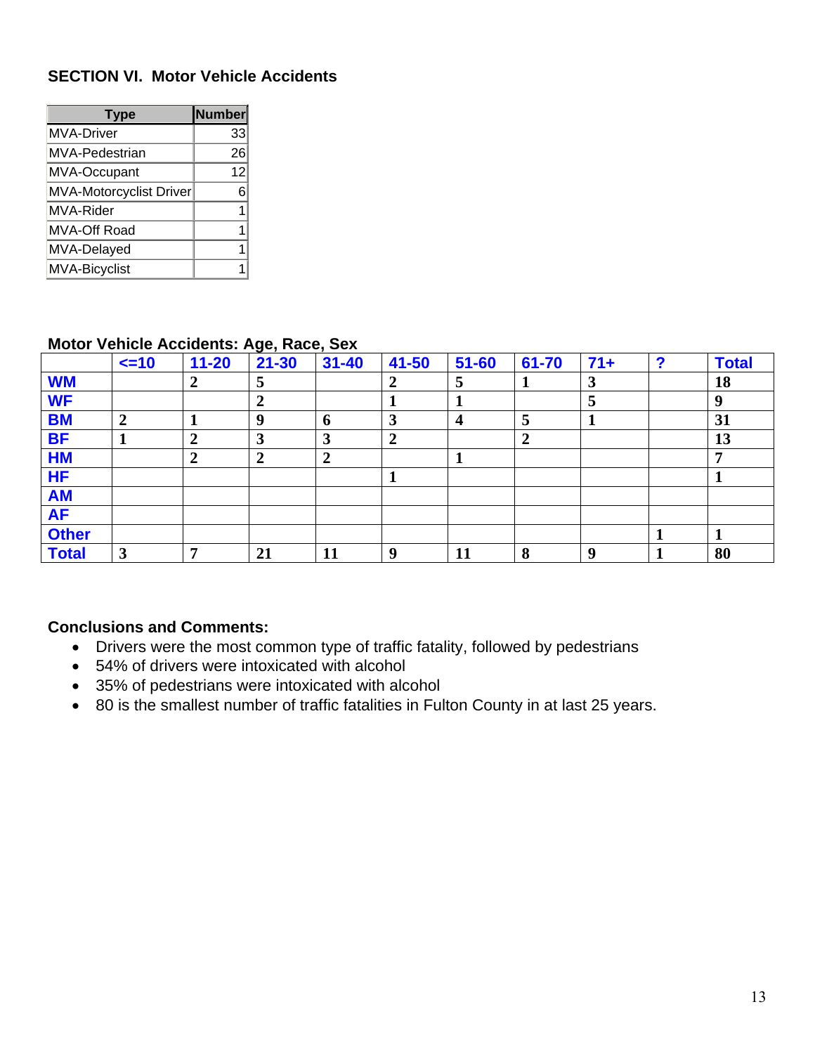## SECTION VI. Motor Vehicle Accidents

| Type | Number |
|---|---|
| MVA-Driver | 33 |
| MVA-Pedestrian | 26 |
| MVA-Occupant | 12 |
| MVA-Motorcyclist Driver | 6 |
| MVA-Rider | 1 |
| MVA-Off Road | 1 |
| MVA-Delayed | 1 |
| MVA-Bicyclist | 1 |

**Motor Vehicle Accidents: Age, Race, Sex**

| | <=10 | 11-20 | 21-30 | 31-40 | 41-50 | 51-60 | 61-70 | 71+ | ? | Total |
|---|---|---|---|---|---|---|---|---|---|---|
| WM | | 2 | 5 | | 2 | 5 | 1 | 3 | | 18 |
| WF | | | 2 | | 1 | 1 | | 5 | | 9 |
| BM | 2 | 1 | 9 | 6 | 3 | 4 | 5 | 1 | | 31 |
| BF | 1 | 2 | 3 | 3 | 2 | | 2 | | | 13 |
| HM | | 2 | 2 | 2 | | 1 | | | | 7 |
| HF | | | | | 1 | | | | | 1 |
| AM | | | | | | | | | | |
| AF | | | | | | | | | | |
| Other | | | | | | | | | 1 | 1 |
| Total | 3 | 7 | 21 | 11 | 9 | 11 | 8 | 9 | 1 | 80 |

**Conclusions and Comments:**

- Drivers were the most common type of traffic fatality, followed by pedestrians
- 54% of drivers were intoxicated with alcohol
- 35% of pedestrians were intoxicated with alcohol
- 80 is the smallest number of traffic fatalities in Fulton County in at last 25 years.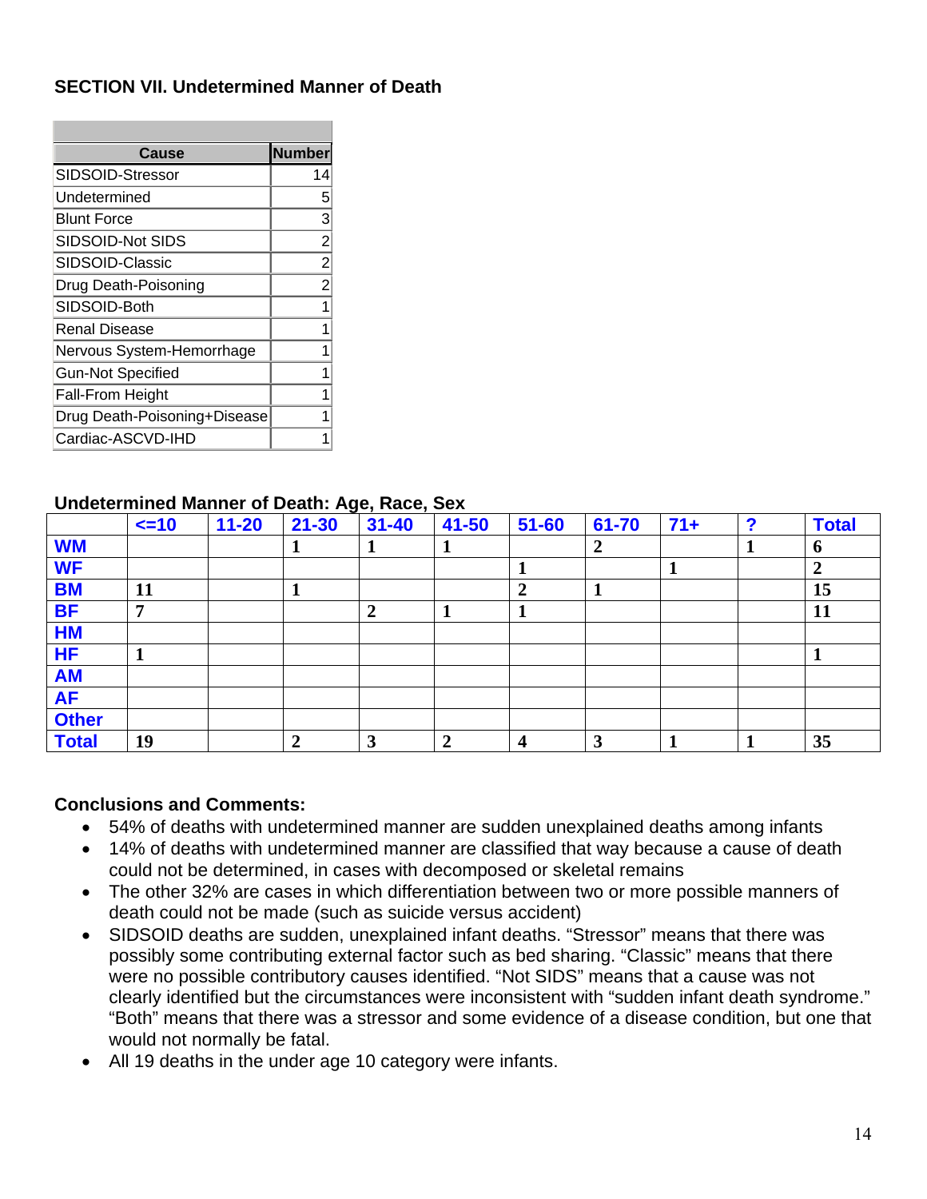## SECTION VII. Undetermined Manner of Death

| Cause | Number |
|---|---|
| SIDSOID-Stressor | 14 |
| Undetermined | 5 |
| Blunt Force | 3 |
| SIDSOID-Not SIDS | 2 |
| SIDSOID-Classic | 2 |
| Drug Death-Poisoning | 2 |
| SIDSOID-Both | 1 |
| Renal Disease | 1 |
| Nervous System-Hemorrhage | 1 |
| Gun-Not Specified | 1 |
| Fall-From Height | 1 |
| Drug Death-Poisoning+Disease | 1 |
| Cardiac-ASCVD-IHD | 1 |

### Undetermined Manner of Death: Age, Race, Sex

| | <=10 | 11-20 | 21-30 | 31-40 | 41-50 | 51-60 | 61-70 | 71+ | ? | Total |
|---|---|---|---|---|---|---|---|---|---|---|
| WM | | | 1 | 1 | 1 | | 2 | | 1 | 6 |
| WF | | | | | | 1 | | 1 | | 2 |
| BM | 11 | | 1 | | | 2 | 1 | | | 15 |
| BF | 7 | | | 2 | 1 | 1 | | | | 11 |
| HM | | | | | | | | | | |
| HF | 1 | | | | | | | | | 1 |
| AM | | | | | | | | | | |
| AF | | | | | | | | | | |
| Other | | | | | | | | | | |
| Total | 19 | | 2 | 3 | 2 | 4 | 3 | 1 | 1 | 35 |

### Conclusions and Comments:

- 54% of deaths with undetermined manner are sudden unexplained deaths among infants
- 14% of deaths with undetermined manner are classified that way because a cause of death could not be determined, in cases with decomposed or skeletal remains
- The other 32% are cases in which differentiation between two or more possible manners of death could not be made (such as suicide versus accident)
- SIDSOID deaths are sudden, unexplained infant deaths. “Stressor” means that there was possibly some contributing external factor such as bed sharing. “Classic” means that there were no possible contributory causes identified. “Not SIDS” means that a cause was not clearly identified but the circumstances were inconsistent with “sudden infant death syndrome.” “Both” means that there was a stressor and some evidence of a disease condition, but one that would not normally be fatal.
- All 19 deaths in the under age 10 category were infants.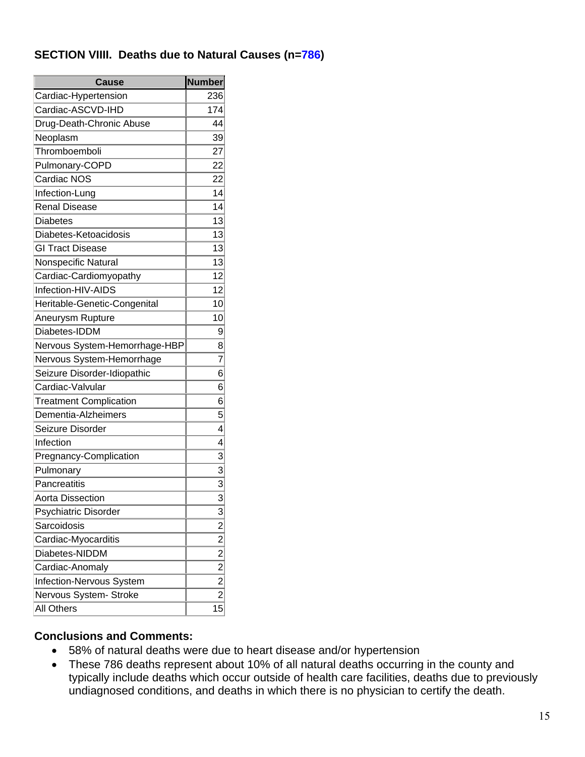## SECTION VIIII. Deaths due to Natural Causes (n=786)

| Cause | Number |
|---|---|
| Cardiac-Hypertension | 236 |
| Cardiac-ASCVD-IHD | 174 |
| Drug-Death-Chronic Abuse | 44 |
| Neoplasm | 39 |
| Thromboemboli | 27 |
| Pulmonary-COPD | 22 |
| Cardiac NOS | 22 |
| Infection-Lung | 14 |
| Renal Disease | 14 |
| Diabetes | 13 |
| Diabetes-Ketoacidosis | 13 |
| GI Tract Disease | 13 |
| Nonspecific Natural | 13 |
| Cardiac-Cardiomyopathy | 12 |
| Infection-HIV-AIDS | 12 |
| Heritable-Genetic-Congenital | 10 |
| Aneurysm Rupture | 10 |
| Diabetes-IDDM | 9 |
| Nervous System-Hemorrhage-HBP | 8 |
| Nervous System-Hemorrhage | 7 |
| Seizure Disorder-Idiopathic | 6 |
| Cardiac-Valvular | 6 |
| Treatment Complication | 6 |
| Dementia-Alzheimers | 5 |
| Seizure Disorder | 4 |
| Infection | 4 |
| Pregnancy-Complication | 3 |
| Pulmonary | 3 |
| Pancreatitis | 3 |
| Aorta Dissection | 3 |
| Psychiatric Disorder | 3 |
| Sarcoidosis | 2 |
| Cardiac-Myocarditis | 2 |
| Diabetes-NIDDM | 2 |
| Cardiac-Anomaly | 2 |
| Infection-Nervous System | 2 |
| Nervous System- Stroke | 2 |
| All Others | 15 |

### Conclusions and Comments:

- 58% of natural deaths were due to heart disease and/or hypertension
- These 786 deaths represent about 10% of all natural deaths occurring in the county and typically include deaths which occur outside of health care facilities, deaths due to previously undiagnosed conditions, and deaths in which there is no physician to certify the death.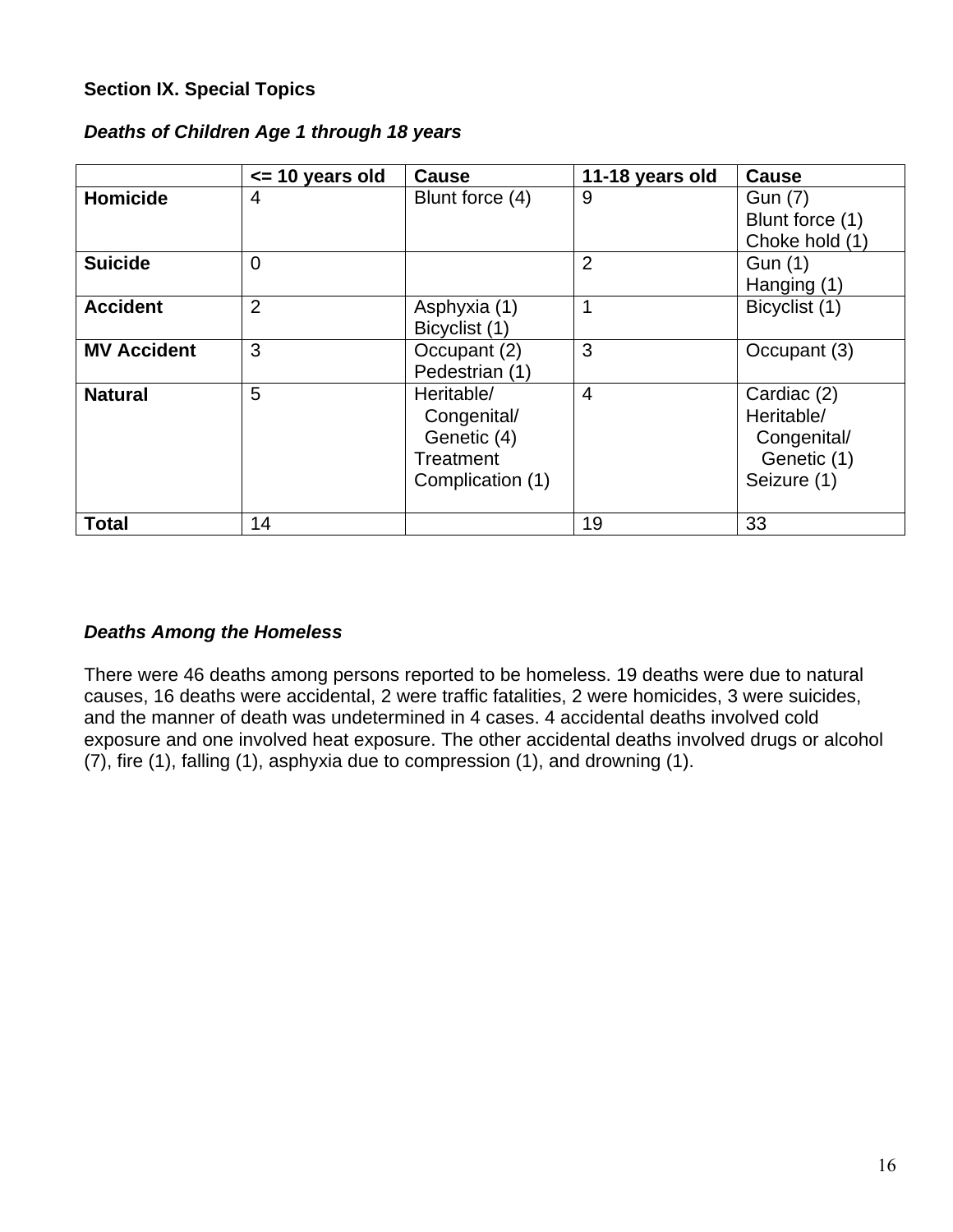## Section IX. Special Topics

### *Deaths of Children Age 1 through 18 years*

| | <= 10 years old | Cause | 11-18 years old | Cause |
|---|---|---|---|---|
| **Homicide** | 4 | Blunt force (4) | 9 | Gun (7)<br>Blunt force (1)<br>Choke hold (1) |
| **Suicide** | 0 | | 2 | Gun (1)<br>Hanging (1) |
| **Accident** | 2 | Asphyxia (1)<br>Bicyclist (1) | 1 | Bicyclist (1) |
| **MV Accident** | 3 | Occupant (2)<br>Pedestrian (1) | 3 | Occupant (3) |
| **Natural** | 5 | Heritable/ Congenital/ Genetic (4)<br>Treatment Complication (1) | 4 | Cardiac (2)<br>Heritable/ Congenital/ Genetic (1)<br>Seizure (1) |
| **Total** | 14 | | 19 | 33 |

### *Deaths Among the Homeless*

There were 46 deaths among persons reported to be homeless. 19 deaths were due to natural causes, 16 deaths were accidental, 2 were traffic fatalities, 2 were homicides, 3 were suicides, and the manner of death was undetermined in 4 cases. 4 accidental deaths involved cold exposure and one involved heat exposure. The other accidental deaths involved drugs or alcohol (7), fire (1), falling (1), asphyxia due to compression (1), and drowning (1).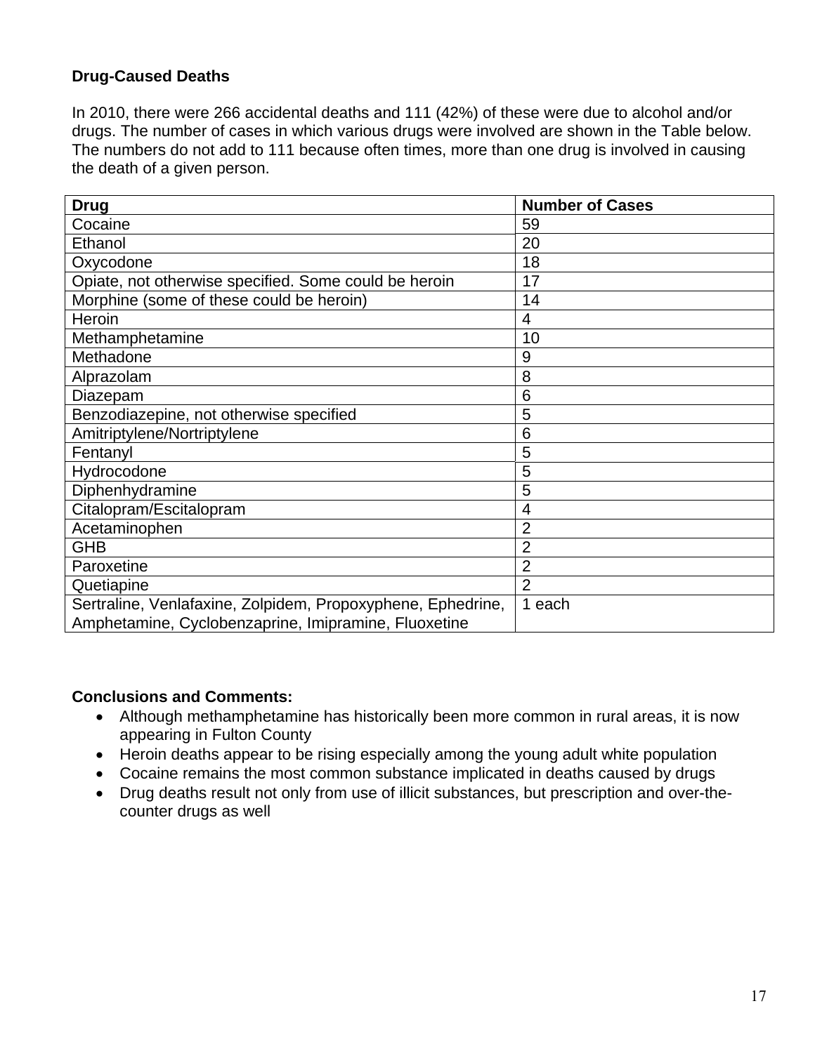## Drug-Caused Deaths

In 2010, there were 266 accidental deaths and 111 (42%) of these were due to alcohol and/or drugs. The number of cases in which various drugs were involved are shown in the Table below. The numbers do not add to 111 because often times, more than one drug is involved in causing the death of a given person.

| Drug | Number of Cases |
|---|---|
| Cocaine | 59 |
| Ethanol | 20 |
| Oxycodone | 18 |
| Opiate, not otherwise specified. Some could be heroin | 17 |
| Morphine (some of these could be heroin) | 14 |
| Heroin | 4 |
| Methamphetamine | 10 |
| Methadone | 9 |
| Alprazolam | 8 |
| Diazepam | 6 |
| Benzodiazepine, not otherwise specified | 5 |
| Amitriptylene/Nortriptylene | 6 |
| Fentanyl | 5 |
| Hydrocodone | 5 |
| Diphenhydramine | 5 |
| Citalopram/Escitalopram | 4 |
| Acetaminophen | 2 |
| GHB | 2 |
| Paroxetine | 2 |
| Quetiapine | 2 |
| Sertraline, Venlafaxine, Zolpidem, Propoxyphene, Ephedrine, Amphetamine, Cyclobenzaprine, Imipramine, Fluoxetine | 1 each |

**Conclusions and Comments:**

- Although methamphetamine has historically been more common in rural areas, it is now appearing in Fulton County
- Heroin deaths appear to be rising especially among the young adult white population
- Cocaine remains the most common substance implicated in deaths caused by drugs
- Drug deaths result not only from use of illicit substances, but prescription and over-the-counter drugs as well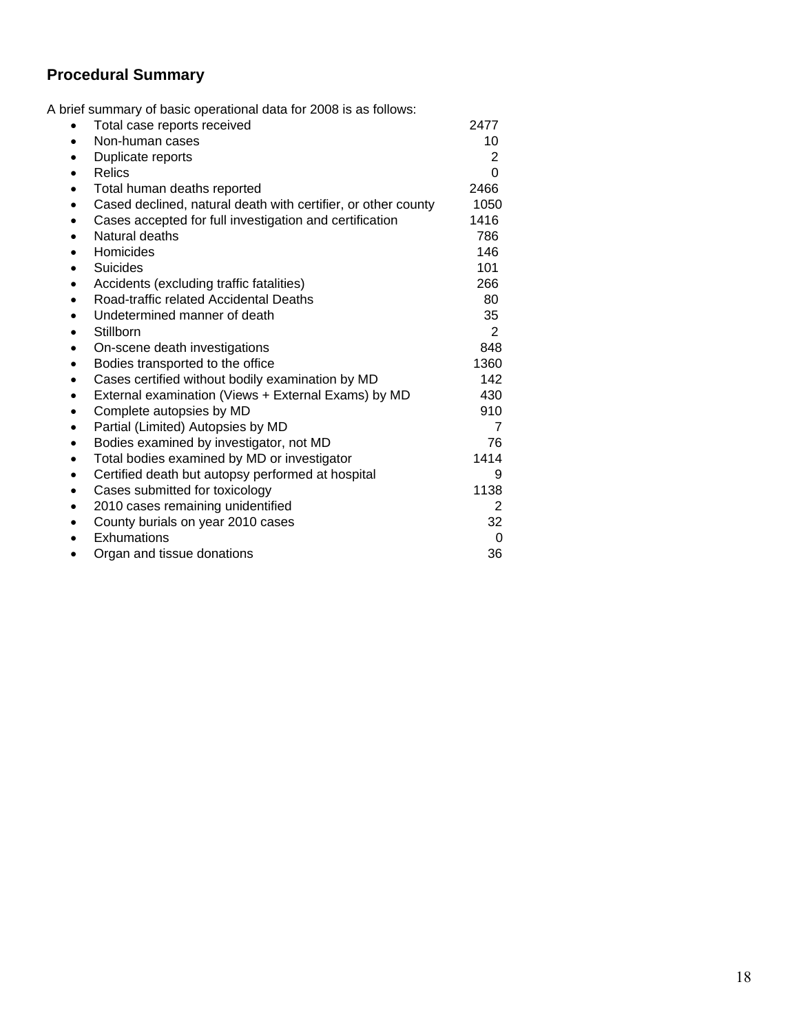## Procedural Summary

A brief summary of basic operational data for 2008 is as follows:

- Total case reports received 2477
- Non-human cases 10
- Duplicate reports 2
- Relics 0
- Total human deaths reported 2466
- Cased declined, natural death with certifier, or other county 1050
- Cases accepted for full investigation and certification 1416
- Natural deaths 786
- Homicides 146
- Suicides 101
- Accidents (excluding traffic fatalities) 266
- Road-traffic related Accidental Deaths 80
- Undetermined manner of death 35
- Stillborn 2
- On-scene death investigations 848
- Bodies transported to the office 1360
- Cases certified without bodily examination by MD 142
- External examination (Views + External Exams) by MD 430
- Complete autopsies by MD 910
- Partial (Limited) Autopsies by MD 7
- Bodies examined by investigator, not MD 76
- Total bodies examined by MD or investigator 1414
- Certified death but autopsy performed at hospital 9
- Cases submitted for toxicology 1138
- 2010 cases remaining unidentified 2
- County burials on year 2010 cases 32
- Exhumations 0
- Organ and tissue donations 36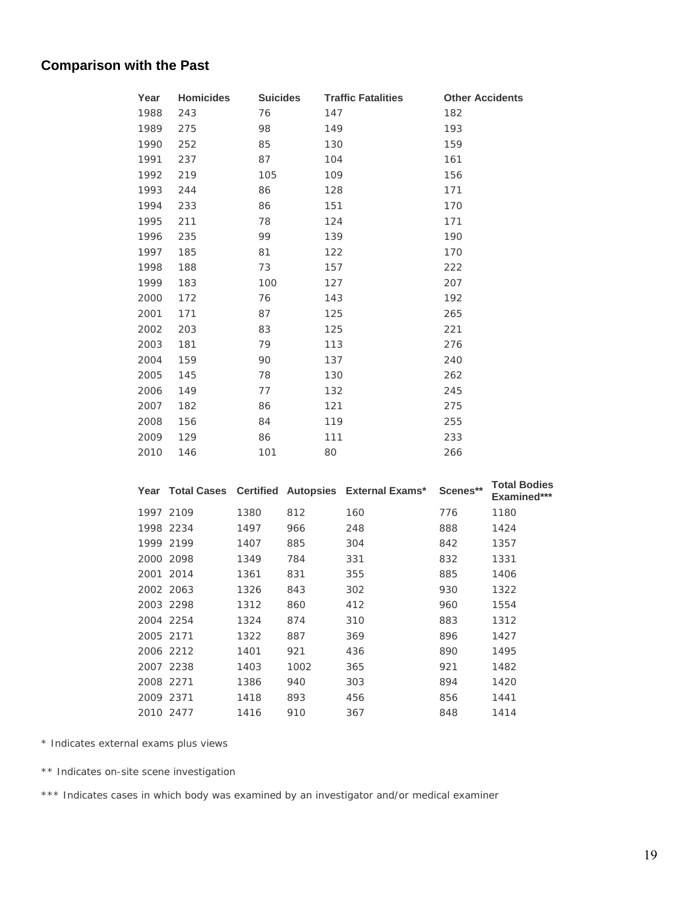## Comparison with the Past

| Year | Homicides | Suicides | Traffic Fatalities | Other Accidents |
|---|---|---|---|---|
| 1988 | 243 | 76 | 147 | 182 |
| 1989 | 275 | 98 | 149 | 193 |
| 1990 | 252 | 85 | 130 | 159 |
| 1991 | 237 | 87 | 104 | 161 |
| 1992 | 219 | 105 | 109 | 156 |
| 1993 | 244 | 86 | 128 | 171 |
| 1994 | 233 | 86 | 151 | 170 |
| 1995 | 211 | 78 | 124 | 171 |
| 1996 | 235 | 99 | 139 | 190 |
| 1997 | 185 | 81 | 122 | 170 |
| 1998 | 188 | 73 | 157 | 222 |
| 1999 | 183 | 100 | 127 | 207 |
| 2000 | 172 | 76 | 143 | 192 |
| 2001 | 171 | 87 | 125 | 265 |
| 2002 | 203 | 83 | 125 | 221 |
| 2003 | 181 | 79 | 113 | 276 |
| 2004 | 159 | 90 | 137 | 240 |
| 2005 | 145 | 78 | 130 | 262 |
| 2006 | 149 | 77 | 132 | 245 |
| 2007 | 182 | 86 | 121 | 275 |
| 2008 | 156 | 84 | 119 | 255 |
| 2009 | 129 | 86 | 111 | 233 |
| 2010 | 146 | 101 | 80 | 266 |

| Year | Total Cases | Certified | Autopsies | External Exams* | Scenes** | Total Bodies Examined*** |
|---|---|---|---|---|---|---|
| 1997 | 2109 | 1380 | 812 | 160 | 776 | 1180 |
| 1998 | 2234 | 1497 | 966 | 248 | 888 | 1424 |
| 1999 | 2199 | 1407 | 885 | 304 | 842 | 1357 |
| 2000 | 2098 | 1349 | 784 | 331 | 832 | 1331 |
| 2001 | 2014 | 1361 | 831 | 355 | 885 | 1406 |
| 2002 | 2063 | 1326 | 843 | 302 | 930 | 1322 |
| 2003 | 2298 | 1312 | 860 | 412 | 960 | 1554 |
| 2004 | 2254 | 1324 | 874 | 310 | 883 | 1312 |
| 2005 | 2171 | 1322 | 887 | 369 | 896 | 1427 |
| 2006 | 2212 | 1401 | 921 | 436 | 890 | 1495 |
| 2007 | 2238 | 1403 | 1002 | 365 | 921 | 1482 |
| 2008 | 2271 | 1386 | 940 | 303 | 894 | 1420 |
| 2009 | 2371 | 1418 | 893 | 456 | 856 | 1441 |
| 2010 | 2477 | 1416 | 910 | 367 | 848 | 1414 |

* Indicates external exams plus views

** Indicates on-site scene investigation

*** Indicates cases in which body was examined by an investigator and/or medical examiner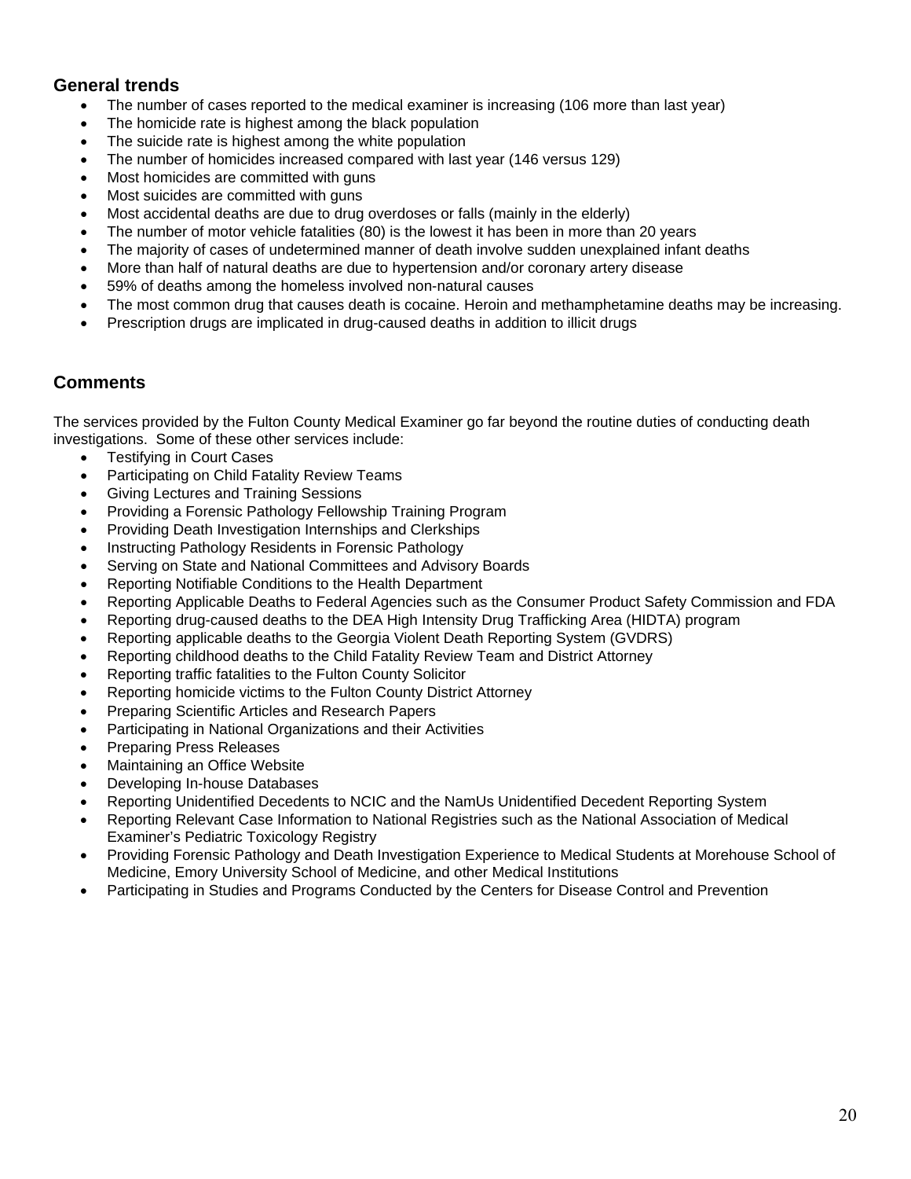## General trends

- The number of cases reported to the medical examiner is increasing (106 more than last year)
- The homicide rate is highest among the black population
- The suicide rate is highest among the white population
- The number of homicides increased compared with last year (146 versus 129)
- Most homicides are committed with guns
- Most suicides are committed with guns
- Most accidental deaths are due to drug overdoses or falls (mainly in the elderly)
- The number of motor vehicle fatalities (80) is the lowest it has been in more than 20 years
- The majority of cases of undetermined manner of death involve sudden unexplained infant deaths
- More than half of natural deaths are due to hypertension and/or coronary artery disease
- 59% of deaths among the homeless involved non-natural causes
- The most common drug that causes death is cocaine. Heroin and methamphetamine deaths may be increasing.
- Prescription drugs are implicated in drug-caused deaths in addition to illicit drugs

## Comments

The services provided by the Fulton County Medical Examiner go far beyond the routine duties of conducting death investigations. Some of these other services include:

- Testifying in Court Cases
- Participating on Child Fatality Review Teams
- Giving Lectures and Training Sessions
- Providing a Forensic Pathology Fellowship Training Program
- Providing Death Investigation Internships and Clerkships
- Instructing Pathology Residents in Forensic Pathology
- Serving on State and National Committees and Advisory Boards
- Reporting Notifiable Conditions to the Health Department
- Reporting Applicable Deaths to Federal Agencies such as the Consumer Product Safety Commission and FDA
- Reporting drug-caused deaths to the DEA High Intensity Drug Trafficking Area (HIDTA) program
- Reporting applicable deaths to the Georgia Violent Death Reporting System (GVDRS)
- Reporting childhood deaths to the Child Fatality Review Team and District Attorney
- Reporting traffic fatalities to the Fulton County Solicitor
- Reporting homicide victims to the Fulton County District Attorney
- Preparing Scientific Articles and Research Papers
- Participating in National Organizations and their Activities
- Preparing Press Releases
- Maintaining an Office Website
- Developing In-house Databases
- Reporting Unidentified Decedents to NCIC and the NamUs Unidentified Decedent Reporting System
- Reporting Relevant Case Information to National Registries such as the National Association of Medical Examiner's Pediatric Toxicology Registry
- Providing Forensic Pathology and Death Investigation Experience to Medical Students at Morehouse School of Medicine, Emory University School of Medicine, and other Medical Institutions
- Participating in Studies and Programs Conducted by the Centers for Disease Control and Prevention